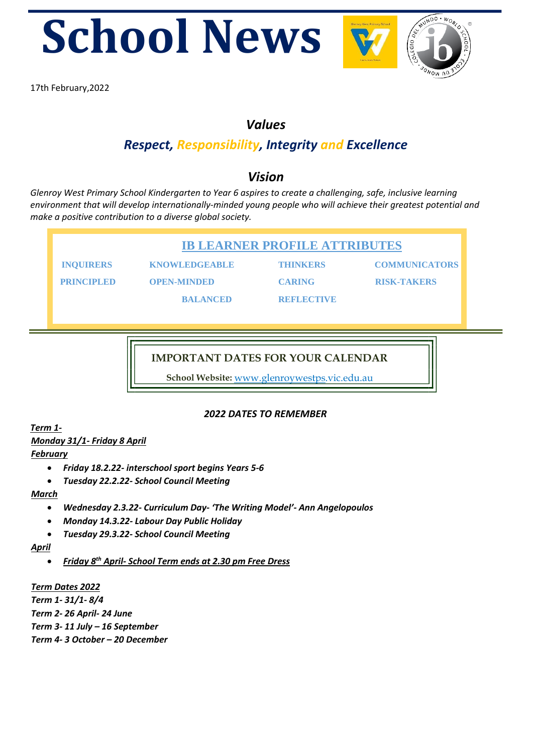# School News

17th February,2022

## *Values*

### *Respect, Responsibility, Integrity and Excellence*

## *Vision*

*Glenroy West Primary School Kindergarten to Year 6 aspires to create a challenging, safe, inclusive learning environment that will develop internationally-minded young people who will achieve their greatest potential and make a positive contribution to a diverse global society.*

### IB LEARNER PROFILE ATTRIBUTES

| | | | |
|---|---|---|---|
| INQUIRERS | KNOWLEDGEABLE | THINKERS | COMMUNICATORS |
| PRINCIPLED | OPEN-MINDED | CARING | RISK-TAKERS |
| | BALANCED | REFLECTIVE | |

### IMPORTANT DATES FOR YOUR CALENDAR

**School Website:** www.glenroywestps.vic.edu.au

***2022 DATES TO REMEMBER***

***Term 1-***

***Monday 31/1- Friday 8 April***

***February***

- ***Friday 18.2.22- interschool sport begins Years 5-6***
- ***Tuesday 22.2.22- School Council Meeting***

***March***

- ***Wednesday 2.3.22- Curriculum Day- 'The Writing Model'- Ann Angelopoulos***
- ***Monday 14.3.22- Labour Day Public Holiday***
- ***Tuesday 29.3.22- School Council Meeting***

***April***

- ***Friday 8th April- School Term ends at 2.30 pm Free Dress***

***Term Dates 2022***

***Term 1- 31/1- 8/4***

***Term 2- 26 April- 24 June***

***Term 3- 11 July – 16 September***

***Term 4- 3 October – 20 December***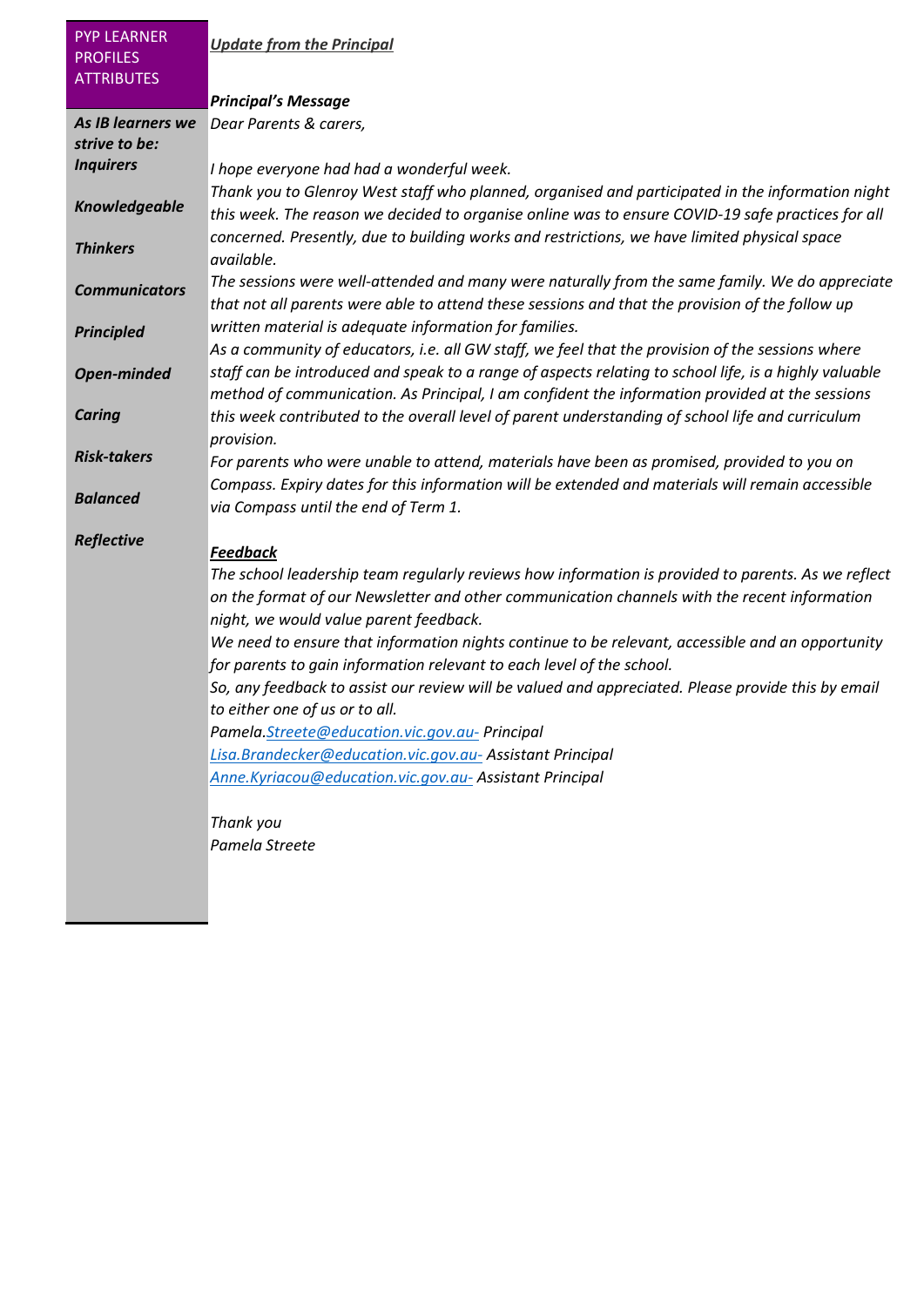**PYP LEARNER PROFILES ATTRIBUTES**

***As IB learners we strive to be:***

- ***Inquirers***
- ***Knowledgeable***
- ***Thinkers***
- ***Communicators***
- ***Principled***
- ***Open-minded***
- ***Caring***
- ***Risk-takers***
- ***Balanced***
- ***Reflective***

## ***Update from the Principal***

### ***Principal's Message***

*Dear Parents & carers,*

*I hope everyone had had a wonderful week.*

*Thank you to Glenroy West staff who planned, organised and participated in the information night this week. The reason we decided to organise online was to ensure COVID-19 safe practices for all concerned. Presently, due to building works and restrictions, we have limited physical space available.*

*The sessions were well-attended and many were naturally from the same family. We do appreciate that not all parents were able to attend these sessions and that the provision of the follow up written material is adequate information for families.*

*As a community of educators, i.e. all GW staff, we feel that the provision of the sessions where staff can be introduced and speak to a range of aspects relating to school life, is a highly valuable method of communication. As Principal, I am confident the information provided at the sessions this week contributed to the overall level of parent understanding of school life and curriculum provision.*

*For parents who were unable to attend, materials have been as promised, provided to you on Compass. Expiry dates for this information will be extended and materials will remain accessible via Compass until the end of Term 1.*

### ***Feedback***

*The school leadership team regularly reviews how information is provided to parents. As we reflect on the format of our Newsletter and other communication channels with the recent information night, we would value parent feedback.*

*We need to ensure that information nights continue to be relevant, accessible and an opportunity for parents to gain information relevant to each level of the school.*

*So, any feedback to assist our review will be valued and appreciated. Please provide this by email to either one of us or to all.*

*Pamela.Streete@education.vic.gov.au- Principal*
*Lisa.Brandecker@education.vic.gov.au- Assistant Principal*
*Anne.Kyriacou@education.vic.gov.au- Assistant Principal*

*Thank you*
*Pamela Streete*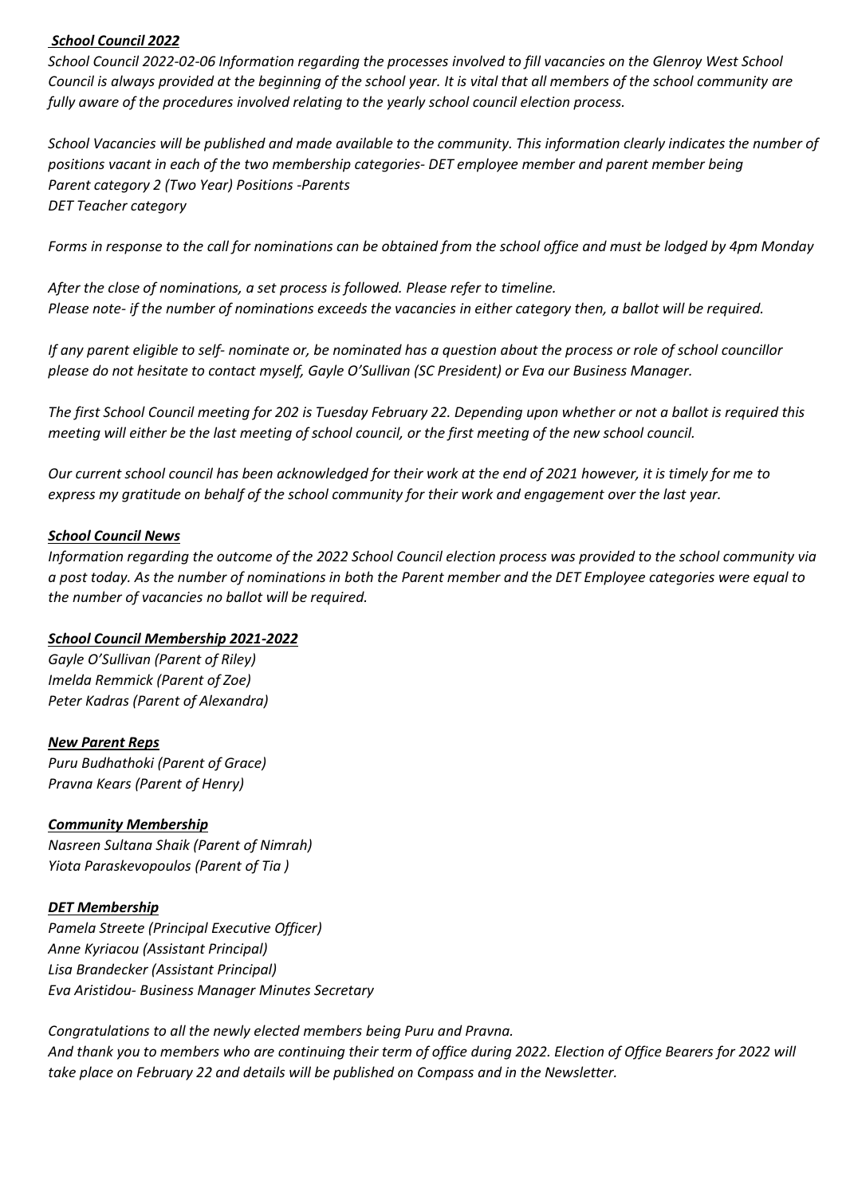## *School Council 2022*

*School Council 2022-02-06 Information regarding the processes involved to fill vacancies on the Glenroy West School Council is always provided at the beginning of the school year. It is vital that all members of the school community are fully aware of the procedures involved relating to the yearly school council election process.*

*School Vacancies will be published and made available to the community. This information clearly indicates the number of positions vacant in each of the two membership categories- DET employee member and parent member being*
*Parent category 2 (Two Year) Positions -Parents*
*DET Teacher category*

*Forms in response to the call for nominations can be obtained from the school office and must be lodged by 4pm Monday*

*After the close of nominations, a set process is followed. Please refer to timeline.*
*Please note- if the number of nominations exceeds the vacancies in either category then, a ballot will be required.*

*If any parent eligible to self- nominate or, be nominated has a question about the process or role of school councillor please do not hesitate to contact myself, Gayle O'Sullivan (SC President) or Eva our Business Manager.*

*The first School Council meeting for 202 is Tuesday February 22. Depending upon whether or not a ballot is required this meeting will either be the last meeting of school council, or the first meeting of the new school council.*

*Our current school council has been acknowledged for their work at the end of 2021 however, it is timely for me to express my gratitude on behalf of the school community for their work and engagement over the last year.*

### *School Council News*

*Information regarding the outcome of the 2022 School Council election process was provided to the school community via a post today. As the number of nominations in both the Parent member and the DET Employee categories were equal to the number of vacancies no ballot will be required.*

### *School Council Membership 2021-2022*

*Gayle O'Sullivan (Parent of Riley)*
*Imelda Remmick (Parent of Zoe)*
*Peter Kadras (Parent of Alexandra)*

### *New Parent Reps*

*Puru Budhathoki (Parent of Grace)*
*Pravna Kears (Parent of Henry)*

### *Community Membership*

*Nasreen Sultana Shaik (Parent of Nimrah)*
*Yiota Paraskevopoulos (Parent of Tia )*

### *DET Membership*

*Pamela Streete (Principal Executive Officer)*
*Anne Kyriacou (Assistant Principal)*
*Lisa Brandecker (Assistant Principal)*
*Eva Aristidou- Business Manager Minutes Secretary*

*Congratulations to all the newly elected members being Puru and Pravna.*
*And thank you to members who are continuing their term of office during 2022. Election of Office Bearers for 2022 will take place on February 22 and details will be published on Compass and in the Newsletter.*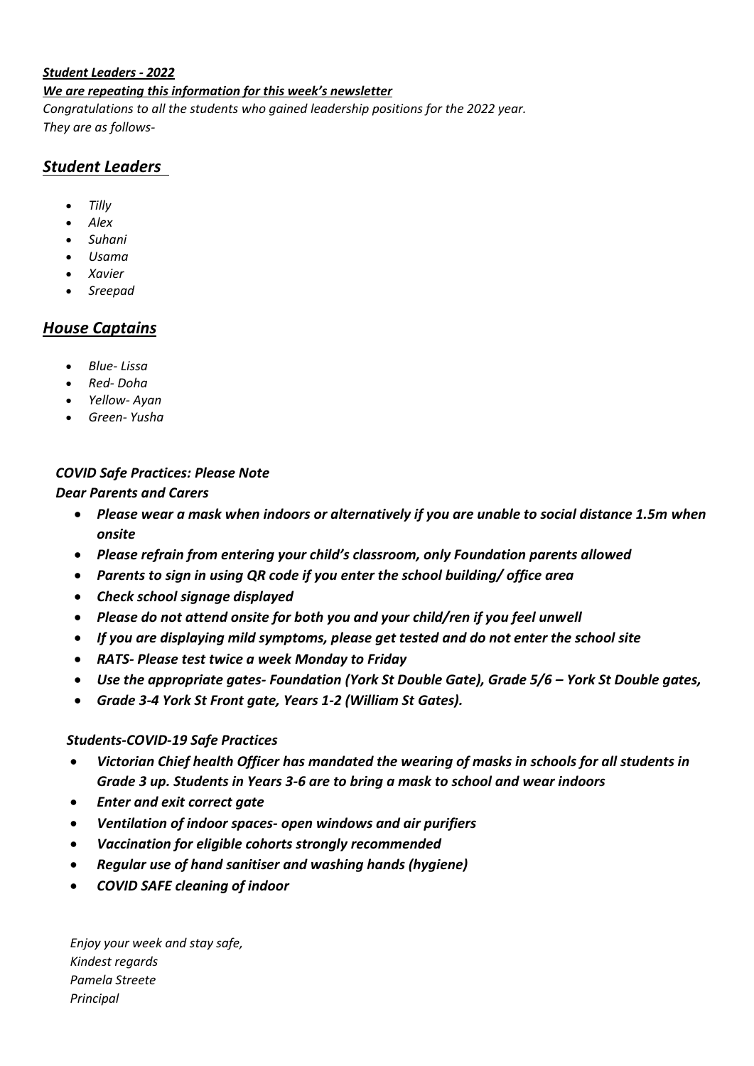***Student Leaders - 2022***

***We are repeating this information for this week's newsletter***

*Congratulations to all the students who gained leadership positions for the 2022 year. They are as follows-*

## *Student Leaders*

- *Tilly*
- *Alex*
- *Suhani*
- *Usama*
- *Xavier*
- *Sreepad*

## *House Captains*

- *Blue- Lissa*
- *Red- Doha*
- *Yellow- Ayan*
- *Green- Yusha*

***COVID Safe Practices: Please Note***

***Dear Parents and Carers***

- ***Please wear a mask when indoors or alternatively if you are unable to social distance 1.5m when onsite***
- ***Please refrain from entering your child's classroom, only Foundation parents allowed***
- ***Parents to sign in using QR code if you enter the school building/ office area***
- ***Check school signage displayed***
- ***Please do not attend onsite for both you and your child/ren if you feel unwell***
- ***If you are displaying mild symptoms, please get tested and do not enter the school site***
- ***RATS- Please test twice a week Monday to Friday***
- ***Use the appropriate gates- Foundation (York St Double Gate), Grade 5/6 – York St Double gates,***
- ***Grade 3-4 York St Front gate, Years 1-2 (William St Gates).***

***Students-COVID-19 Safe Practices***

- ***Victorian Chief health Officer has mandated the wearing of masks in schools for all students in Grade 3 up. Students in Years 3-6 are to bring a mask to school and wear indoors***
- ***Enter and exit correct gate***
- ***Ventilation of indoor spaces- open windows and air purifiers***
- ***Vaccination for eligible cohorts strongly recommended***
- ***Regular use of hand sanitiser and washing hands (hygiene)***
- ***COVID SAFE cleaning of indoor***

*Enjoy your week and stay safe,*
*Kindest regards*
*Pamela Streete*
*Principal*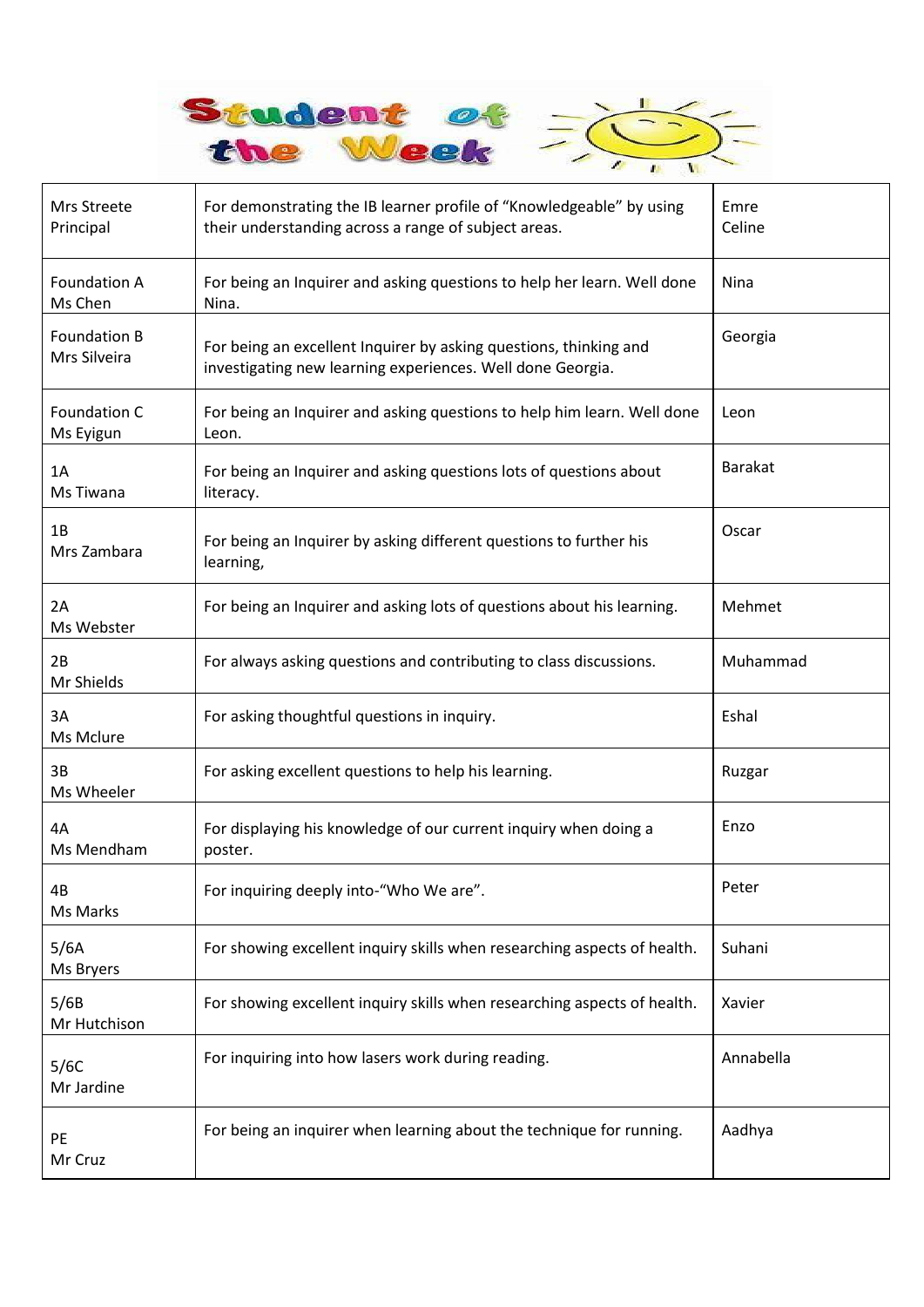# Student of the Week

| Class / Teacher | Reason | Student |
|---|---|---|
| Mrs Streete<br>Principal | For demonstrating the IB learner profile of "Knowledgeable" by using their understanding across a range of subject areas. | Emre<br>Celine |
| Foundation A<br>Ms Chen | For being an Inquirer and asking questions to help her learn. Well done Nina. | Nina |
| Foundation B<br>Mrs Silveira | For being an excellent Inquirer by asking questions, thinking and investigating new learning experiences. Well done Georgia. | Georgia |
| Foundation C<br>Ms Eyigun | For being an Inquirer and asking questions to help him learn. Well done Leon. | Leon |
| 1A<br>Ms Tiwana | For being an Inquirer and asking questions lots of questions about literacy. | Barakat |
| 1B<br>Mrs Zambara | For being an Inquirer by asking different questions to further his learning, | Oscar |
| 2A<br>Ms Webster | For being an Inquirer and asking lots of questions about his learning. | Mehmet |
| 2B<br>Mr Shields | For always asking questions and contributing to class discussions. | Muhammad |
| 3A<br>Ms Mclure | For asking thoughtful questions in inquiry. | Eshal |
| 3B<br>Ms Wheeler | For asking excellent questions to help his learning. | Ruzgar |
| 4A<br>Ms Mendham | For displaying his knowledge of our current inquiry when doing a poster. | Enzo |
| 4B<br>Ms Marks | For inquiring deeply into-"Who We are". | Peter |
| 5/6A<br>Ms Bryers | For showing excellent inquiry skills when researching aspects of health. | Suhani |
| 5/6B<br>Mr Hutchison | For showing excellent inquiry skills when researching aspects of health. | Xavier |
| 5/6C<br>Mr Jardine | For inquiring into how lasers work during reading. | Annabella |
| PE<br>Mr Cruz | For being an inquirer when learning about the technique for running. | Aadhya |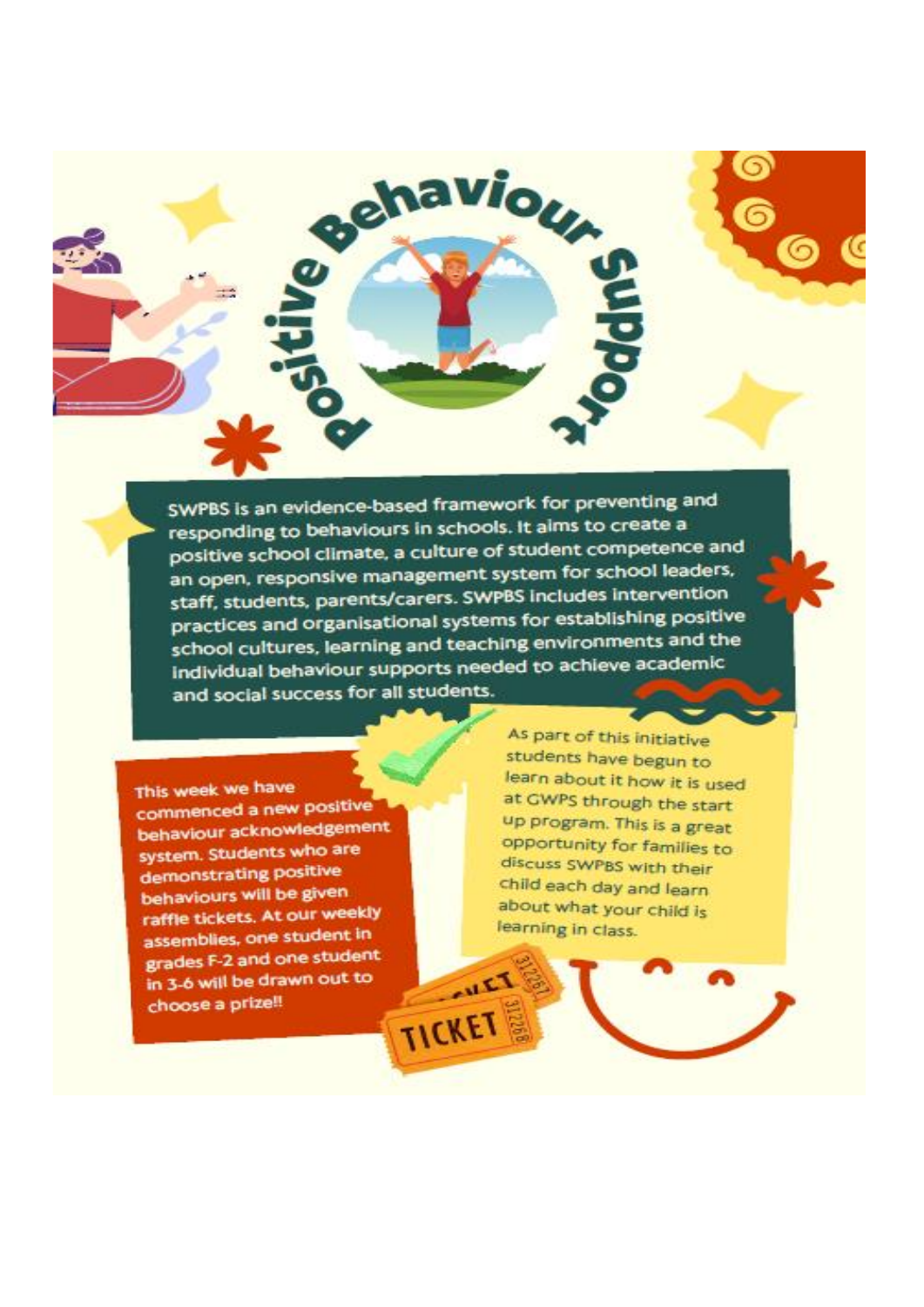# Positive Behaviour Support

SWPBS is an evidence-based framework for preventing and responding to behaviours in schools. It aims to create a positive school climate, a culture of student competence and an open, responsive management system for school leaders, staff, students, parents/carers. SWPBS includes intervention practices and organisational systems for establishing positive school cultures, learning and teaching environments and the individual behaviour supports needed to achieve academic and social success for all students.

This week we have commenced a new positive behaviour acknowledgement system. Students who are demonstrating positive behaviours will be given raffle tickets. At our weekly assemblies, one student in grades F-2 and one student in 3-6 will be drawn out to choose a prize!!

As part of this initiative students have begun to learn about it how it is used at GWPS through the start up program. This is a great opportunity for families to discuss SWPBS with their child each day and learn about what your child is learning in class.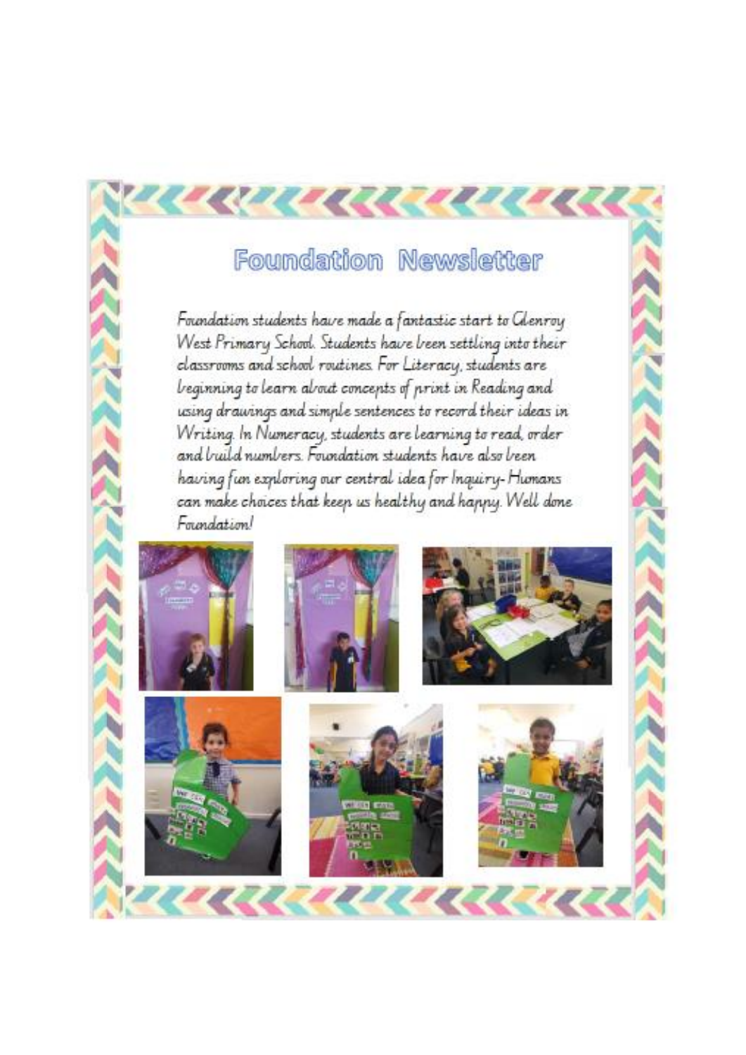# Foundation Newsletter

Foundation students have made a fantastic start to Glenroy West Primary School. Students have been settling into their classrooms and school routines. For Literacy, students are beginning to learn about concepts of print in Reading and using drawings and simple sentences to record their ideas in Writing. In Numeracy, students are learning to read, order and build numbers. Foundation students have also been having fun exploring our central idea for Inquiry- Humans can make choices that keep us healthy and happy. Well done Foundation!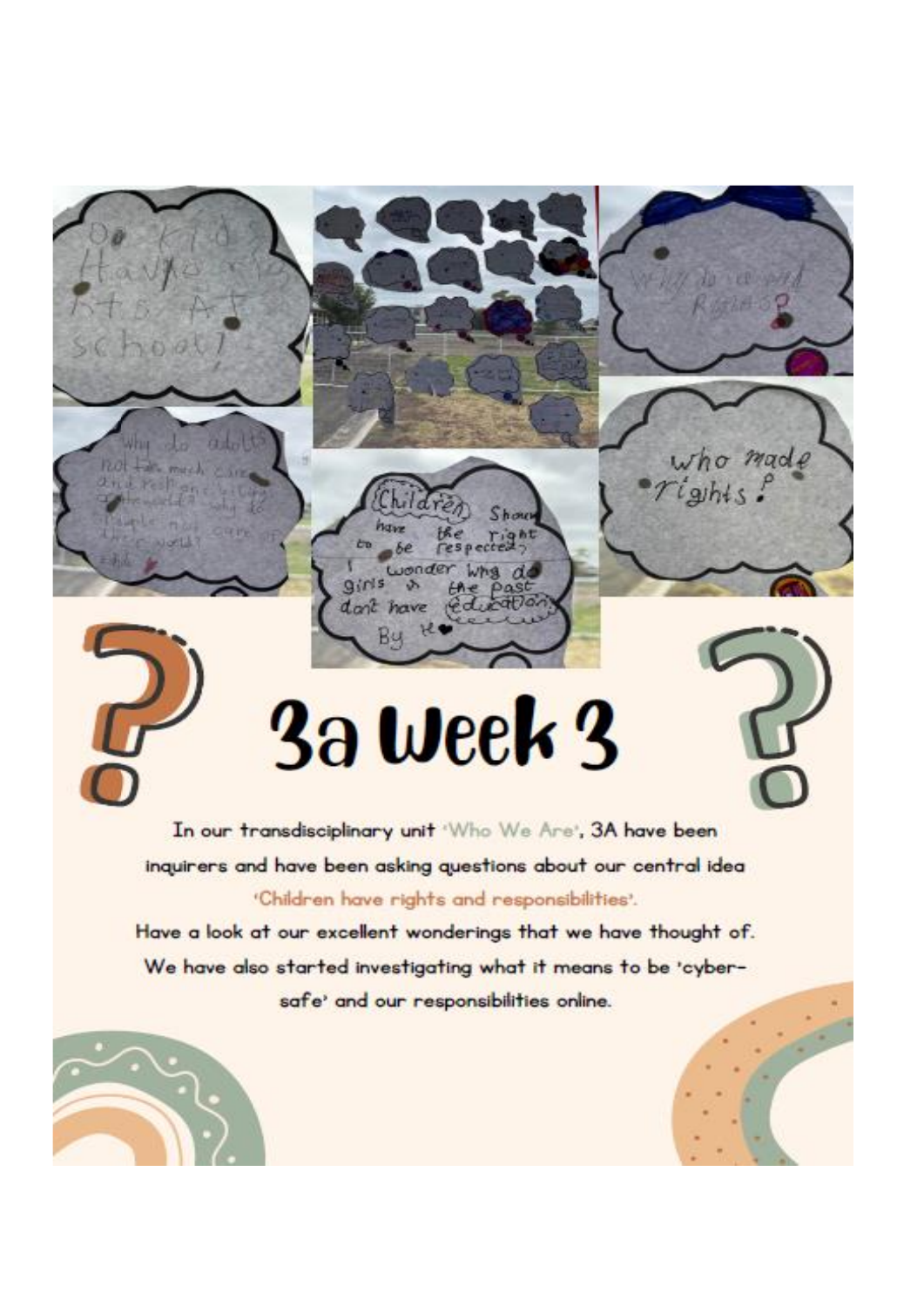# 3a Week 3

In our transdisciplinary unit 'Who We Are', 3A have been inquirers and have been asking questions about our central idea 'Children have rights and responsibilities'.

Have a look at our excellent wonderings that we have thought of.

We have also started investigating what it means to be 'cyber-safe' and our responsibilities online.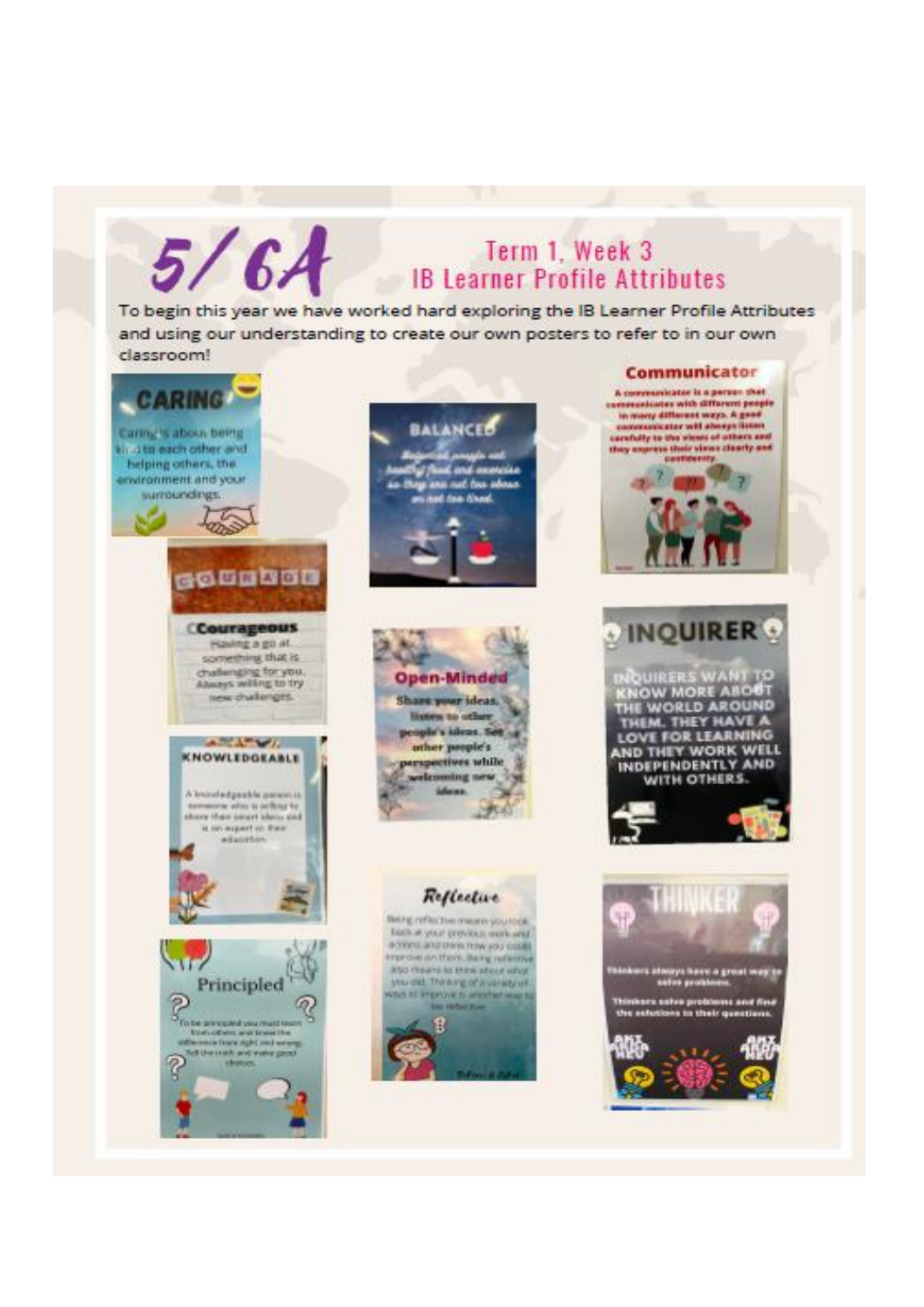# 5/6A

## Term 1, Week 3
## IB Learner Profile Attributes

To begin this year we have worked hard exploring the IB Learner Profile Attributes and using our understanding to create our own posters to refer to in our own classroom!

**CARING**

Caring is about being kind to each other and helping others, the environment and your surroundings.

**BALANCED**

Balanced people eat healthy food and exercise so they are not too stressed or too tired.

**Communicator**

A communicator is a person that communicates with different people in many different ways. A good communicator will always listen carefully to the views of others and they express their views clearly and confidently.

**COURAGE**

**Courageous**

Having a go at something that is challenging for you. Always willing to try new challenges.

**Open-Minded**

Share your ideas, listen to other people's ideas. See other people's perspectives while welcoming new ideas.

**INQUIRER**

INQUIRERS WANT TO KNOW MORE ABOUT THE WORLD AROUND THEM. THEY HAVE A LOVE FOR LEARNING AND THEY WORK WELL INDEPENDENTLY AND WITH OTHERS.

**KNOWLEDGEABLE**

A knowledgeable person is someone who is willing to share their smart ideas and is an expert in their education.

**Reflective**

Being reflective means you look back at your previous work and actions and think how you could improve on them. Being reflective also means to think about what you did. Thinking of a variety of ways to improve is another way to be reflective.

**Principled**

To be principled you must learn from others and know the difference from right and wrong. Tell the truth and make good choices.

**THINKER**

Thinkers always have a great way to solve problems.

Thinkers solve problems and find the solutions to their questions.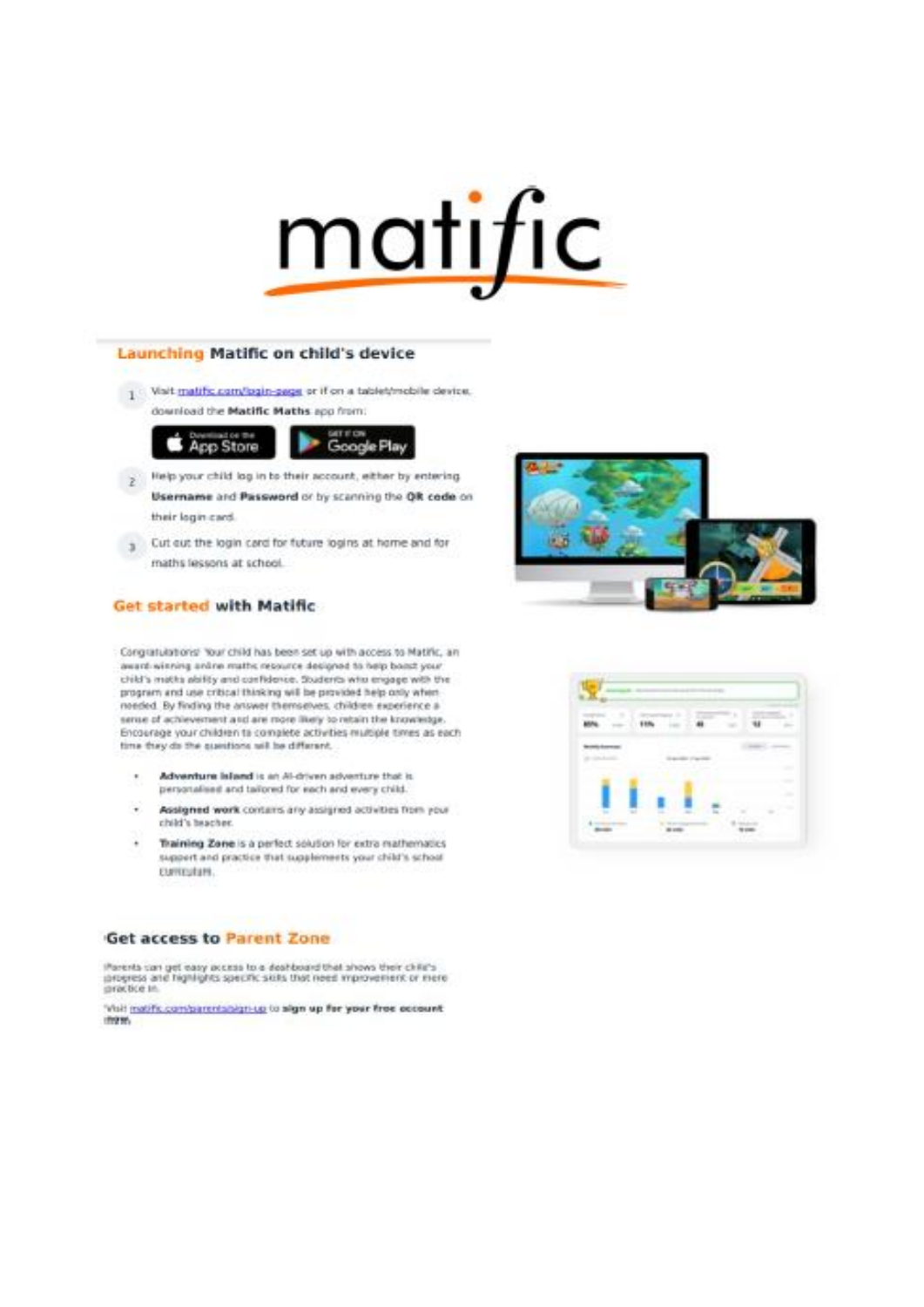# matific

## Launching Matific on child's device

1. Visit matific.com/login-page or if on a tablet/mobile device, download the **Matific Maths** app from:

   Download on the App Store | GET IT ON Google Play

2. Help your child log in to their account, either by entering **Username** and **Password** or by scanning the **QR code** on their login card.
3. Cut out the login card for future logins at home and for maths lessons at school.

## Get started with Matific

Congratulations! Your child has been set up with access to Matific, an award-winning online maths resource designed to help boost your child's maths ability and confidence. Students who engage with the program and use critical thinking will be provided help only when needed. By finding the answer themselves, children experience a sense of achievement and are more likely to retain the knowledge. Encourage your children to complete activities multiple times as each time they do the questions will be different.

- **Adventure Island** is an AI-driven adventure that is personalised and tailored for each and every child.
- **Assigned work** contains any assigned activities from your child's teacher.
- **Training Zone** is a perfect solution for extra mathematics support and practice that supplements your child's school curriculum.

## Get access to Parent Zone

Parents can get easy access to a dashboard that shows their child's progress and highlights specific skills that need improvement or more practice in.

Visit matific.com/parents/sign-up to **sign up for your free account here.**